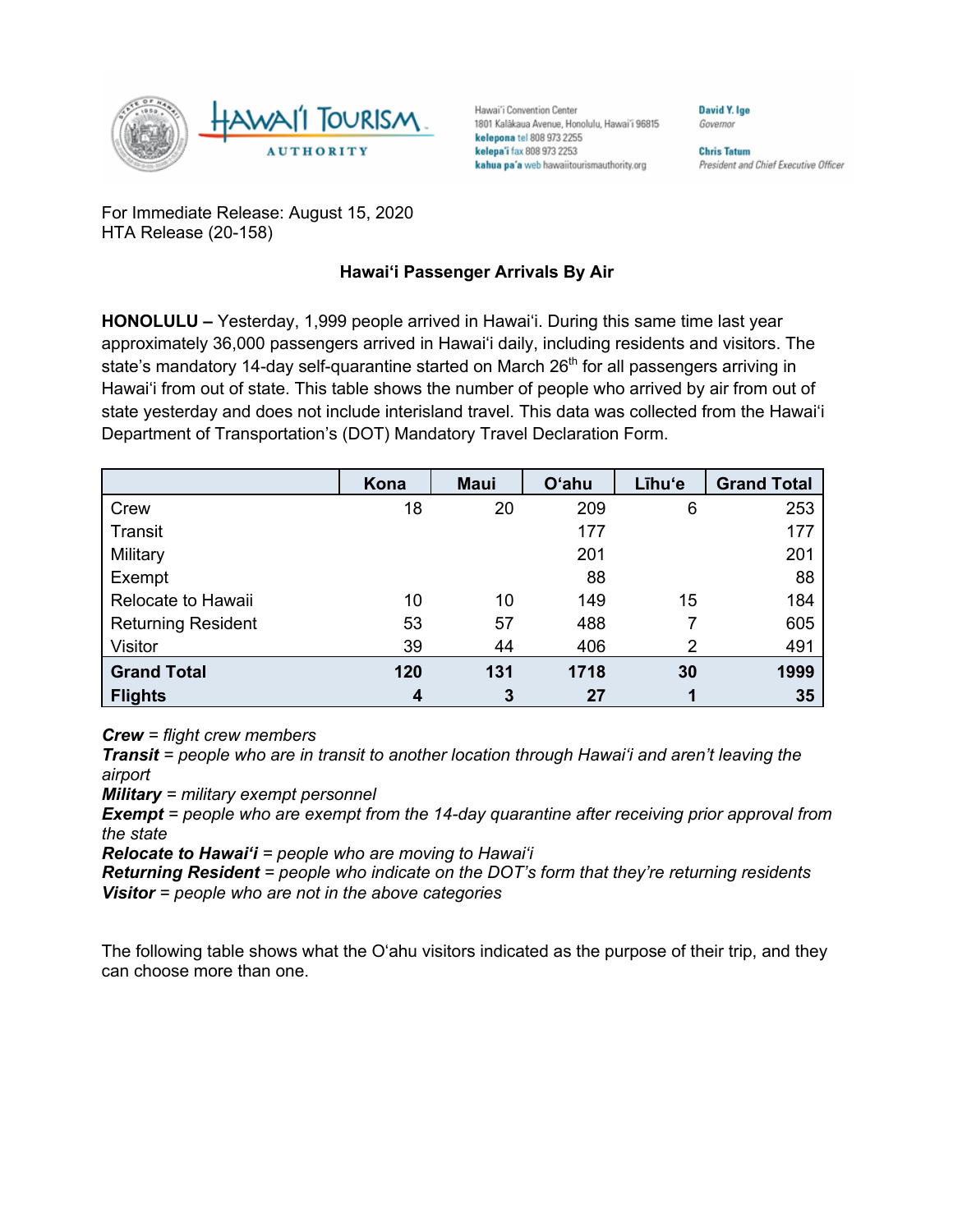Hawai'i Convention Center
1801 Kalākaua Avenue, Honolulu, Hawai'i 96815
**kelepona** tel 808 973 2255
**kelepa'i** fax 808 973 2253
**kahua pa'a** web hawaiitourismauthority.org

**David Y. Ige**
*Governor*

**Chris Tatum**
*President and Chief Executive Officer*

For Immediate Release: August 15, 2020
HTA Release (20-158)

## Hawaiʻi Passenger Arrivals By Air

**HONOLULU –** Yesterday, 1,999 people arrived in Hawaiʻi. During this same time last year approximately 36,000 passengers arrived in Hawaiʻi daily, including residents and visitors. The state's mandatory 14-day self-quarantine started on March 26th for all passengers arriving in Hawaiʻi from out of state. This table shows the number of people who arrived by air from out of state yesterday and does not include interisland travel. This data was collected from the Hawaiʻi Department of Transportation's (DOT) Mandatory Travel Declaration Form.

| | Kona | Maui | Oʻahu | Līhuʻe | Grand Total |
|---|---|---|---|---|---|
| Crew | 18 | 20 | 209 | 6 | 253 |
| Transit | | | 177 | | 177 |
| Military | | | 201 | | 201 |
| Exempt | | | 88 | | 88 |
| Relocate to Hawaii | 10 | 10 | 149 | 15 | 184 |
| Returning Resident | 53 | 57 | 488 | 7 | 605 |
| Visitor | 39 | 44 | 406 | 2 | 491 |
| **Grand Total** | **120** | **131** | **1718** | **30** | **1999** |
| **Flights** | **4** | **3** | **27** | **1** | **35** |

***Crew*** *= flight crew members*
***Transit*** *= people who are in transit to another location through Hawaiʻi and aren't leaving the airport*
***Military*** *= military exempt personnel*
***Exempt*** *= people who are exempt from the 14-day quarantine after receiving prior approval from the state*
***Relocate to Hawaiʻi*** *= people who are moving to Hawaiʻi*
***Returning Resident*** *= people who indicate on the DOT's form that they're returning residents*
***Visitor*** *= people who are not in the above categories*

The following table shows what the Oʻahu visitors indicated as the purpose of their trip, and they can choose more than one.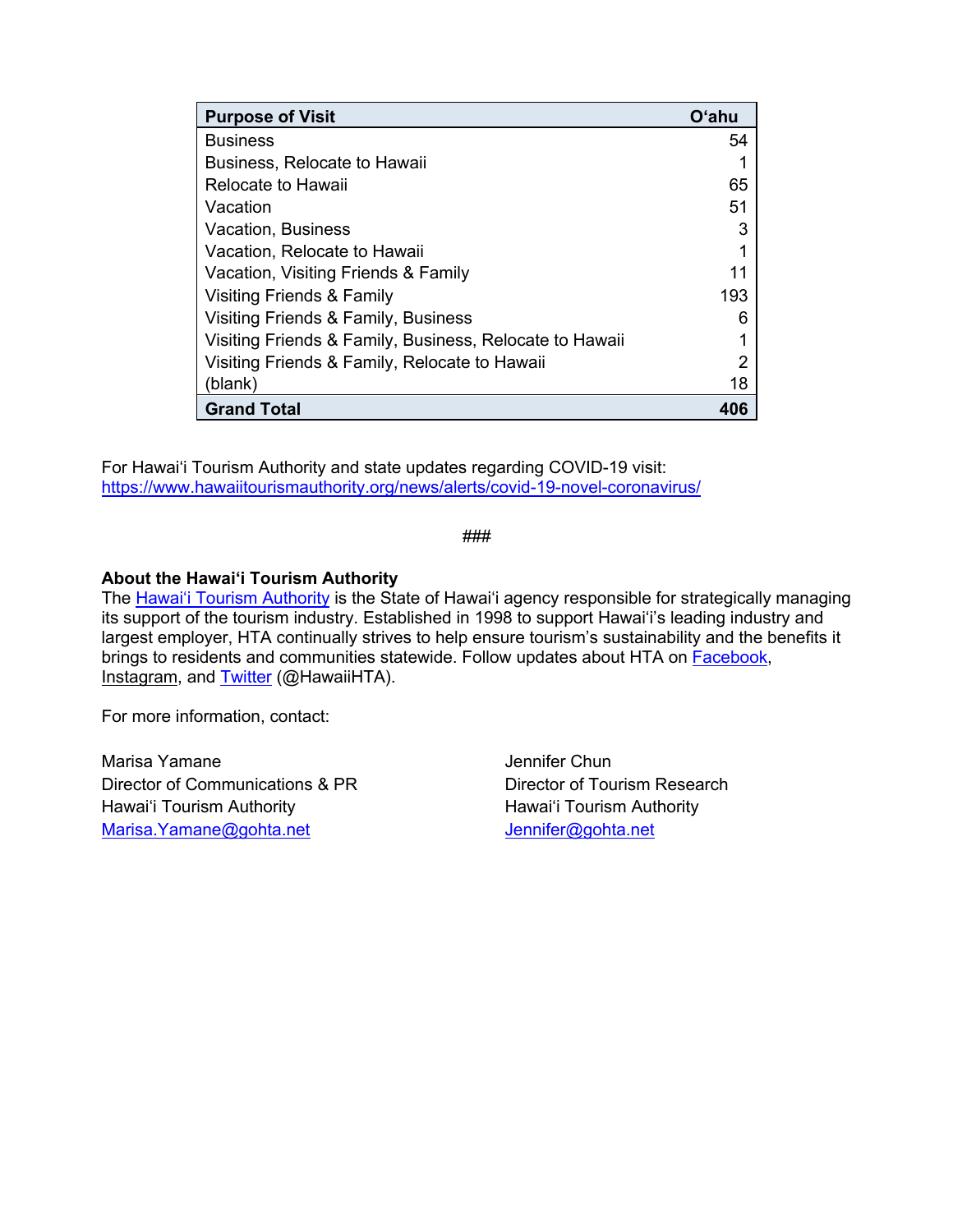| Purpose of Visit | O‘ahu |
| --- | --- |
| Business | 54 |
| Business, Relocate to Hawaii | 1 |
| Relocate to Hawaii | 65 |
| Vacation | 51 |
| Vacation, Business | 3 |
| Vacation, Relocate to Hawaii | 1 |
| Vacation, Visiting Friends & Family | 11 |
| Visiting Friends & Family | 193 |
| Visiting Friends & Family, Business | 6 |
| Visiting Friends & Family, Business, Relocate to Hawaii | 1 |
| Visiting Friends & Family, Relocate to Hawaii | 2 |
| (blank) | 18 |
| **Grand Total** | **406** |

For Hawai‘i Tourism Authority and state updates regarding COVID-19 visit:
https://www.hawaiitourismauthority.org/news/alerts/covid-19-novel-coronavirus/

###

**About the Hawai‘i Tourism Authority**
The Hawai‘i Tourism Authority is the State of Hawai‘i agency responsible for strategically managing its support of the tourism industry. Established in 1998 to support Hawai‘i’s leading industry and largest employer, HTA continually strives to help ensure tourism’s sustainability and the benefits it brings to residents and communities statewide. Follow updates about HTA on Facebook, Instagram, and Twitter (@HawaiiHTA).

For more information, contact:

Marisa Yamane
Director of Communications & PR
Hawai‘i Tourism Authority
Marisa.Yamane@gohta.net

Jennifer Chun
Director of Tourism Research
Hawai‘i Tourism Authority
Jennifer@gohta.net